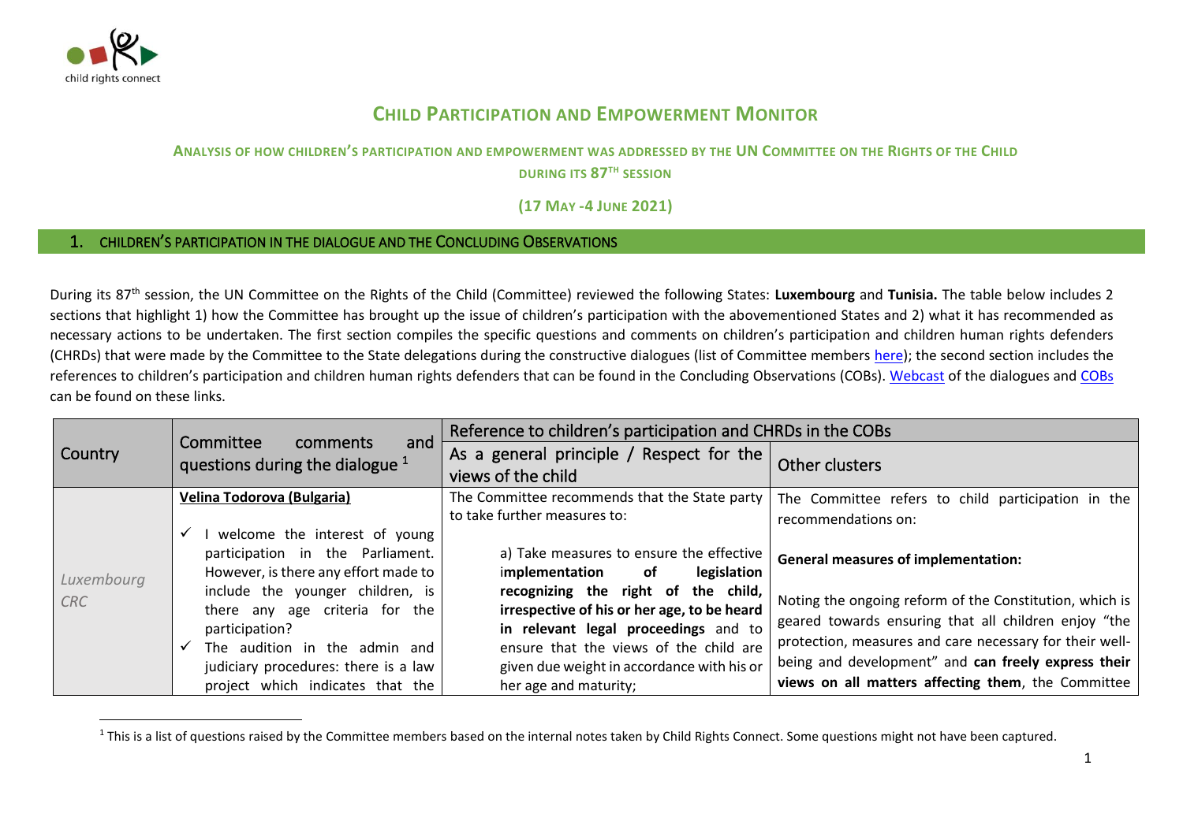# CHILD PARTICIPATION AND EMPOWERMENT MONITOR

### ANALYSIS OF HOW CHILDREN'S PARTICIPATION AND EMPOWERMENT WAS ADDRESSED BY THE UN COMMITTEE ON THE RIGHTS OF THE CHILD DURING ITS 87TH SESSION

**(17 MAY -4 JUNE 2021)**

## 1. CHILDREN'S PARTICIPATION IN THE DIALOGUE AND THE CONCLUDING OBSERVATIONS

During its 87th session, the UN Committee on the Rights of the Child (Committee) reviewed the following States: **Luxembourg** and **Tunisia.** The table below includes 2 sections that highlight 1) how the Committee has brought up the issue of children's participation with the abovementioned States and 2) what it has recommended as necessary actions to be undertaken. The first section compiles the specific questions and comments on children's participation and children human rights defenders (CHRDs) that were made by the Committee to the State delegations during the constructive dialogues (list of Committee members here); the second section includes the references to children's participation and children human rights defenders that can be found in the Concluding Observations (COBs). Webcast of the dialogues and COBs can be found on these links.

| Country | Committee comments and questions during the dialogue [1] | Reference to children's participation and CHRDs in the COBs | |
|---|---|---|---|
| | | As a general principle / Respect for the views of the child | Other clusters |
| *Luxembourg CRC* | **Velina Todorova (Bulgaria)**<br><br>✓ I welcome the interest of young participation in the Parliament. However, is there any effort made to include the younger children, is there any age criteria for the participation?<br>✓ The audition in the admin and judiciary procedures: there is a law project which indicates that the | The Committee recommends that the State party to take further measures to:<br><br>a) Take measures to ensure the effective implementation of **legislation recognizing the right of the child, irrespective of his or her age, to be heard in relevant legal proceedings** and to ensure that the views of the child are given due weight in accordance with his or her age and maturity; | The Committee refers to child participation in the recommendations on:<br><br>**General measures of implementation:**<br><br>Noting the ongoing reform of the Constitution, which is geared towards ensuring that all children enjoy "the protection, measures and care necessary for their well-being and development" and **can freely express their views on all matters affecting them**, the Committee |

[1] This is a list of questions raised by the Committee members based on the internal notes taken by Child Rights Connect. Some questions might not have been captured.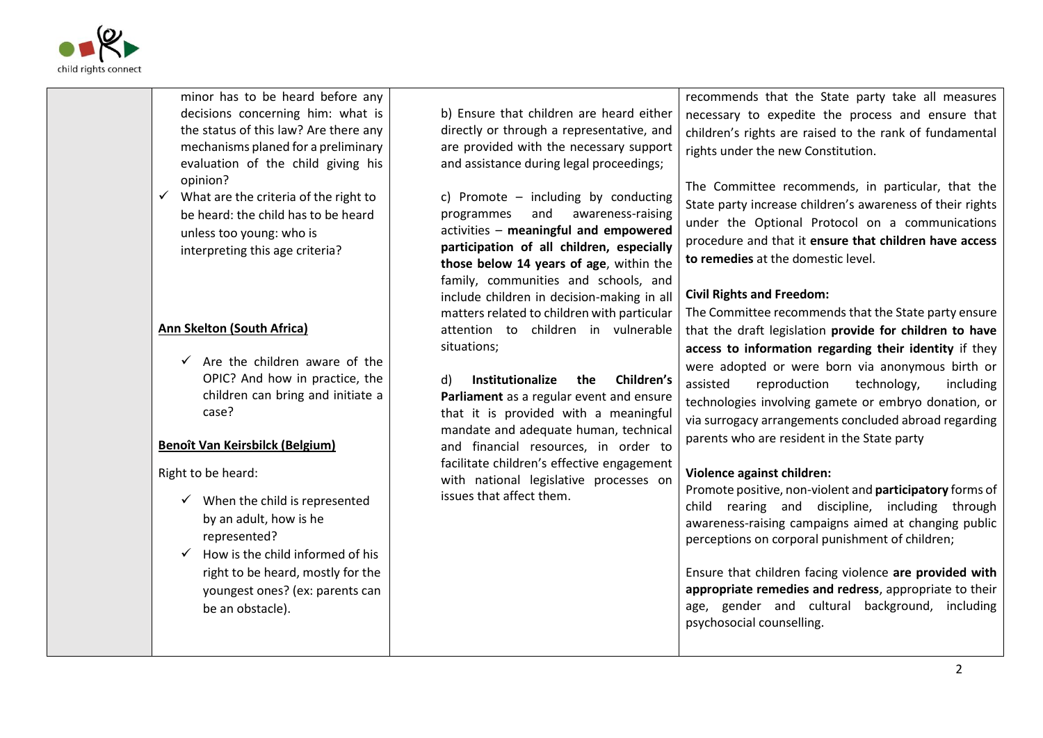| | | | |
|---|---|---|---|
| | minor has to be heard before any decisions concerning him: what is the status of this law? Are there any mechanisms planed for a preliminary evaluation of the child giving his opinion?<br>✓ What are the criteria of the right to be heard: the child has to be heard unless too young: who is interpreting this age criteria?<br><br>**Ann Skelton (South Africa)**<br><br>✓ Are the children aware of the OPIC? And how in practice, the children can bring and initiate a case?<br><br>**Benoît Van Keirsbilck (Belgium)**<br><br>Right to be heard:<br><br>✓ When the child is represented by an adult, how is he represented?<br>✓ How is the child informed of his right to be heard, mostly for the youngest ones? (ex: parents can be an obstacle). | b) Ensure that children are heard either directly or through a representative, and are provided with the necessary support and assistance during legal proceedings;<br><br>c) Promote – including by conducting programmes and awareness-raising activities – **meaningful and empowered participation of all children, especially those below 14 years of age**, within the family, communities and schools, and include children in decision-making in all matters related to children with particular attention to children in vulnerable situations;<br><br>d) **Institutionalize the Children's Parliament** as a regular event and ensure that it is provided with a meaningful mandate and adequate human, technical and financial resources, in order to facilitate children's effective engagement with national legislative processes on issues that affect them. | recommends that the State party take all measures necessary to expedite the process and ensure that children's rights are raised to the rank of fundamental rights under the new Constitution.<br><br>The Committee recommends, in particular, that the State party increase children's awareness of their rights under the Optional Protocol on a communications procedure and that it **ensure that children have access to remedies** at the domestic level.<br><br>**Civil Rights and Freedom:**<br>The Committee recommends that the State party ensure that the draft legislation **provide for children to have access to information regarding their identity** if they were adopted or were born via anonymous birth or assisted reproduction technology, including technologies involving gamete or embryo donation, or via surrogacy arrangements concluded abroad regarding parents who are resident in the State party<br><br>**Violence against children:**<br>Promote positive, non-violent and **participatory** forms of child rearing and discipline, including through awareness-raising campaigns aimed at changing public perceptions on corporal punishment of children;<br><br>Ensure that children facing violence **are provided with appropriate remedies and redress**, appropriate to their age, gender and cultural background, including psychosocial counselling. |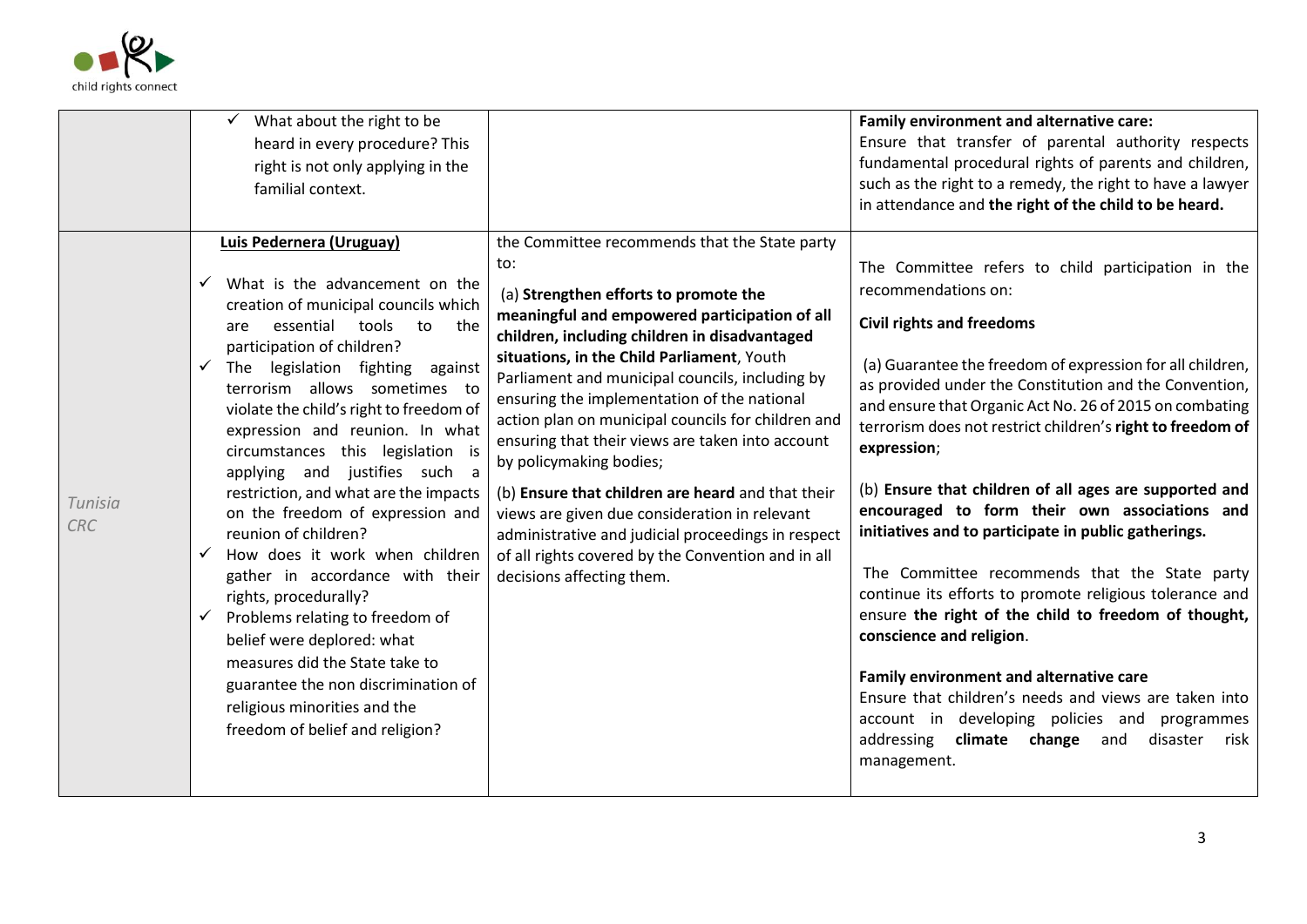| | | | |
|---|---|---|---|
| | ✓ What about the right to be heard in every procedure? This right is not only applying in the familial context. | | **Family environment and alternative care:**<br>Ensure that transfer of parental authority respects fundamental procedural rights of parents and children, such as the right to a remedy, the right to have a lawyer in attendance and **the right of the child to be heard.** |
| *Tunisia CRC* | **<u>Luis Pedernera (Uruguay)</u>**<br><br>✓ What is the advancement on the creation of municipal councils which are essential tools to the participation of children?<br>✓ The legislation fighting against terrorism allows sometimes to violate the child's right to freedom of expression and reunion. In what circumstances this legislation is applying and justifies such a restriction, and what are the impacts on the freedom of expression and reunion of children?<br>✓ How does it work when children gather in accordance with their rights, procedurally?<br>✓ Problems relating to freedom of belief were deplored: what measures did the State take to guarantee the non discrimination of religious minorities and the freedom of belief and religion? | the Committee recommends that the State party to:<br><br>(a) **Strengthen efforts to promote the meaningful and empowered participation of all children, including children in disadvantaged situations, in the Child Parliament**, Youth Parliament and municipal councils, including by ensuring the implementation of the national action plan on municipal councils for children and ensuring that their views are taken into account by policymaking bodies;<br><br>(b) **Ensure that children are heard** and that their views are given due consideration in relevant administrative and judicial proceedings in respect of all rights covered by the Convention and in all decisions affecting them. | The Committee refers to child participation in the recommendations on:<br><br>**Civil rights and freedoms**<br><br>(a) Guarantee the freedom of expression for all children, as provided under the Constitution and the Convention, and ensure that Organic Act No. 26 of 2015 on combating terrorism does not restrict children's **right to freedom of expression**;<br><br>(b) **Ensure that children of all ages are supported and encouraged to form their own associations and initiatives and to participate in public gatherings.**<br><br>The Committee recommends that the State party continue its efforts to promote religious tolerance and ensure **the right of the child to freedom of thought, conscience and religion**.<br><br>**Family environment and alternative care**<br>Ensure that children's needs and views are taken into account in developing policies and programmes addressing **climate change** and disaster risk management. |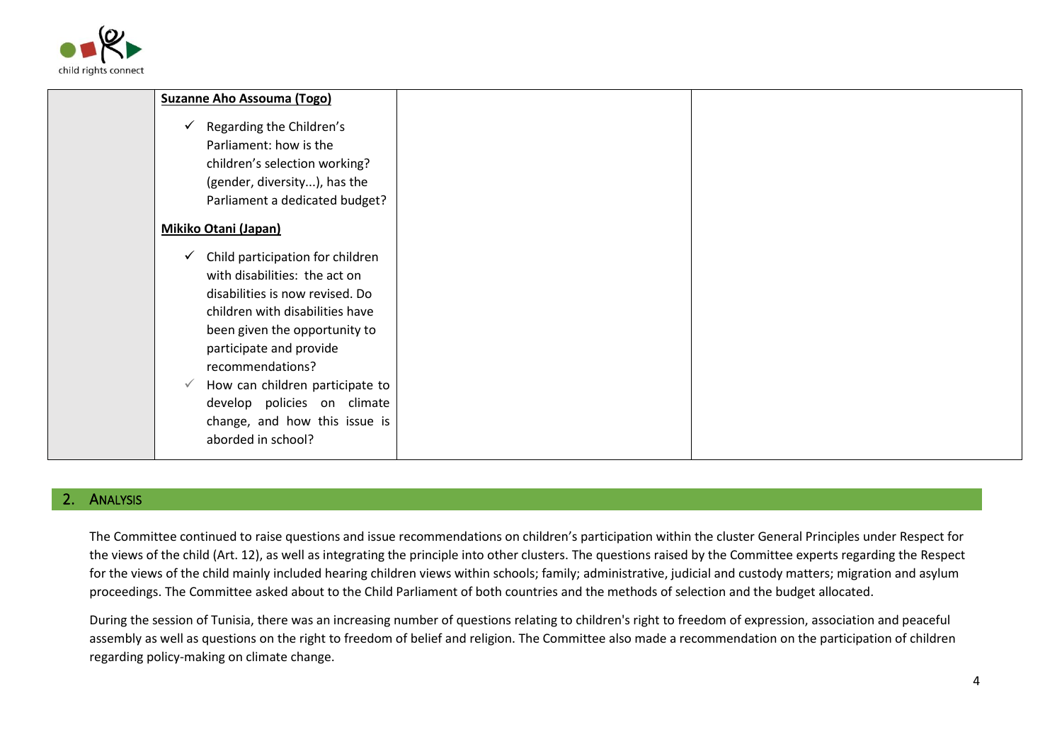| | | | |
|---|---|---|---|
| | **Suzanne Aho Assouma (Togo)**<br><br>✓ Regarding the Children's Parliament: how is the children's selection working? (gender, diversity...), has the Parliament a dedicated budget?<br><br>**Mikiko Otani (Japan)**<br><br>✓ Child participation for children with disabilities: the act on disabilities is now revised. Do children with disabilities have been given the opportunity to participate and provide recommendations?<br>✓ How can children participate to develop policies on climate change, and how this issue is aborded in school? | | |

## 2. Analysis

The Committee continued to raise questions and issue recommendations on children's participation within the cluster General Principles under Respect for the views of the child (Art. 12), as well as integrating the principle into other clusters. The questions raised by the Committee experts regarding the Respect for the views of the child mainly included hearing children views within schools; family; administrative, judicial and custody matters; migration and asylum proceedings. The Committee asked about to the Child Parliament of both countries and the methods of selection and the budget allocated.

During the session of Tunisia, there was an increasing number of questions relating to children's right to freedom of expression, association and peaceful assembly as well as questions on the right to freedom of belief and religion. The Committee also made a recommendation on the participation of children regarding policy-making on climate change.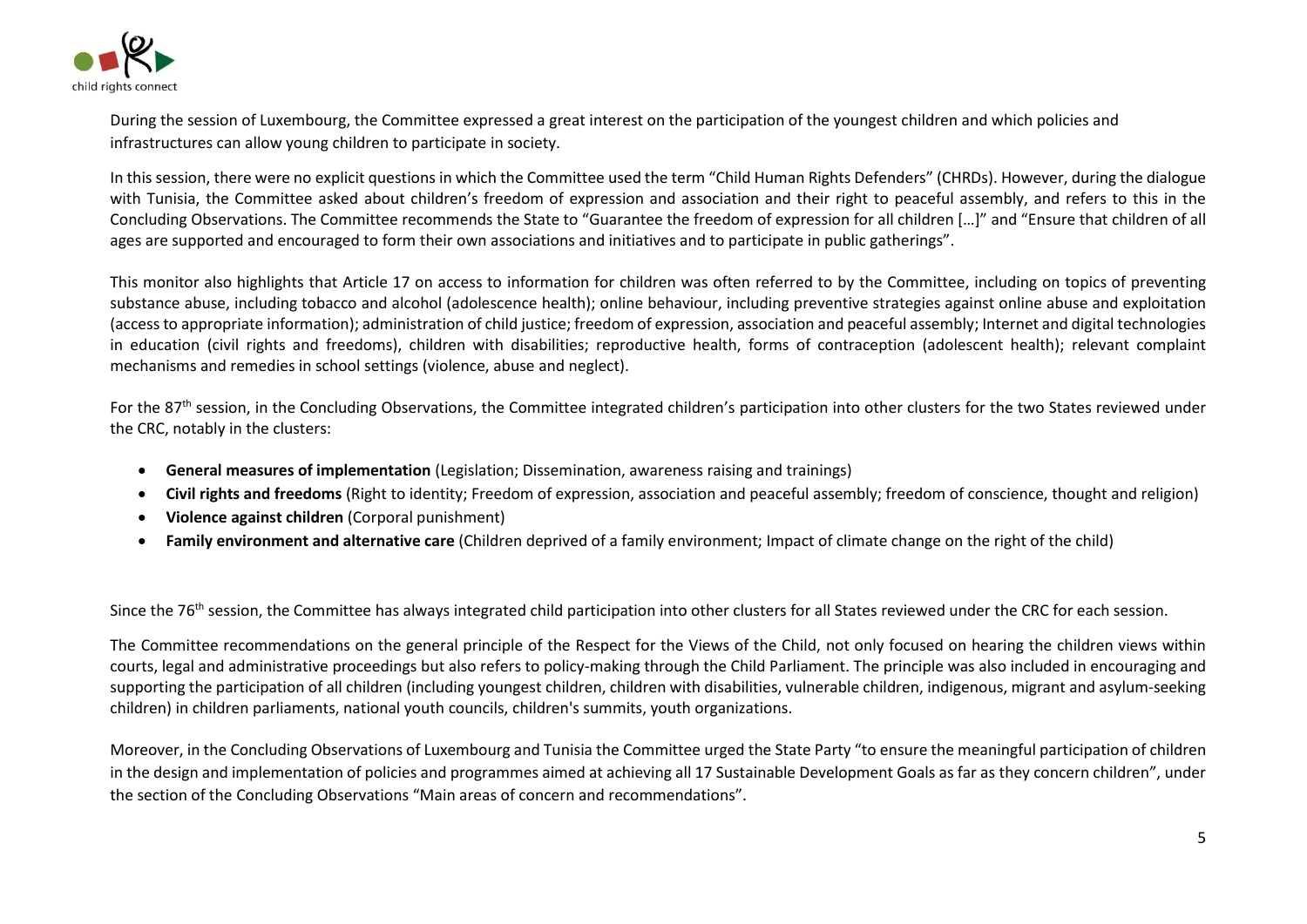During the session of Luxembourg, the Committee expressed a great interest on the participation of the youngest children and which policies and infrastructures can allow young children to participate in society.

In this session, there were no explicit questions in which the Committee used the term "Child Human Rights Defenders" (CHRDs). However, during the dialogue with Tunisia, the Committee asked about children's freedom of expression and association and their right to peaceful assembly, and refers to this in the Concluding Observations. The Committee recommends the State to "Guarantee the freedom of expression for all children […]" and "Ensure that children of all ages are supported and encouraged to form their own associations and initiatives and to participate in public gatherings".

This monitor also highlights that Article 17 on access to information for children was often referred to by the Committee, including on topics of preventing substance abuse, including tobacco and alcohol (adolescence health); online behaviour, including preventive strategies against online abuse and exploitation (access to appropriate information); administration of child justice; freedom of expression, association and peaceful assembly; Internet and digital technologies in education (civil rights and freedoms), children with disabilities; reproductive health, forms of contraception (adolescent health); relevant complaint mechanisms and remedies in school settings (violence, abuse and neglect).

For the 87th session, in the Concluding Observations, the Committee integrated children's participation into other clusters for the two States reviewed under the CRC, notably in the clusters:

- **General measures of implementation** (Legislation; Dissemination, awareness raising and trainings)
- **Civil rights and freedoms** (Right to identity; Freedom of expression, association and peaceful assembly; freedom of conscience, thought and religion)
- **Violence against children** (Corporal punishment)
- **Family environment and alternative care** (Children deprived of a family environment; Impact of climate change on the right of the child)

Since the 76th session, the Committee has always integrated child participation into other clusters for all States reviewed under the CRC for each session.

The Committee recommendations on the general principle of the Respect for the Views of the Child, not only focused on hearing the children views within courts, legal and administrative proceedings but also refers to policy-making through the Child Parliament. The principle was also included in encouraging and supporting the participation of all children (including youngest children, children with disabilities, vulnerable children, indigenous, migrant and asylum-seeking children) in children parliaments, national youth councils, children's summits, youth organizations.

Moreover, in the Concluding Observations of Luxembourg and Tunisia the Committee urged the State Party "to ensure the meaningful participation of children in the design and implementation of policies and programmes aimed at achieving all 17 Sustainable Development Goals as far as they concern children", under the section of the Concluding Observations "Main areas of concern and recommendations".